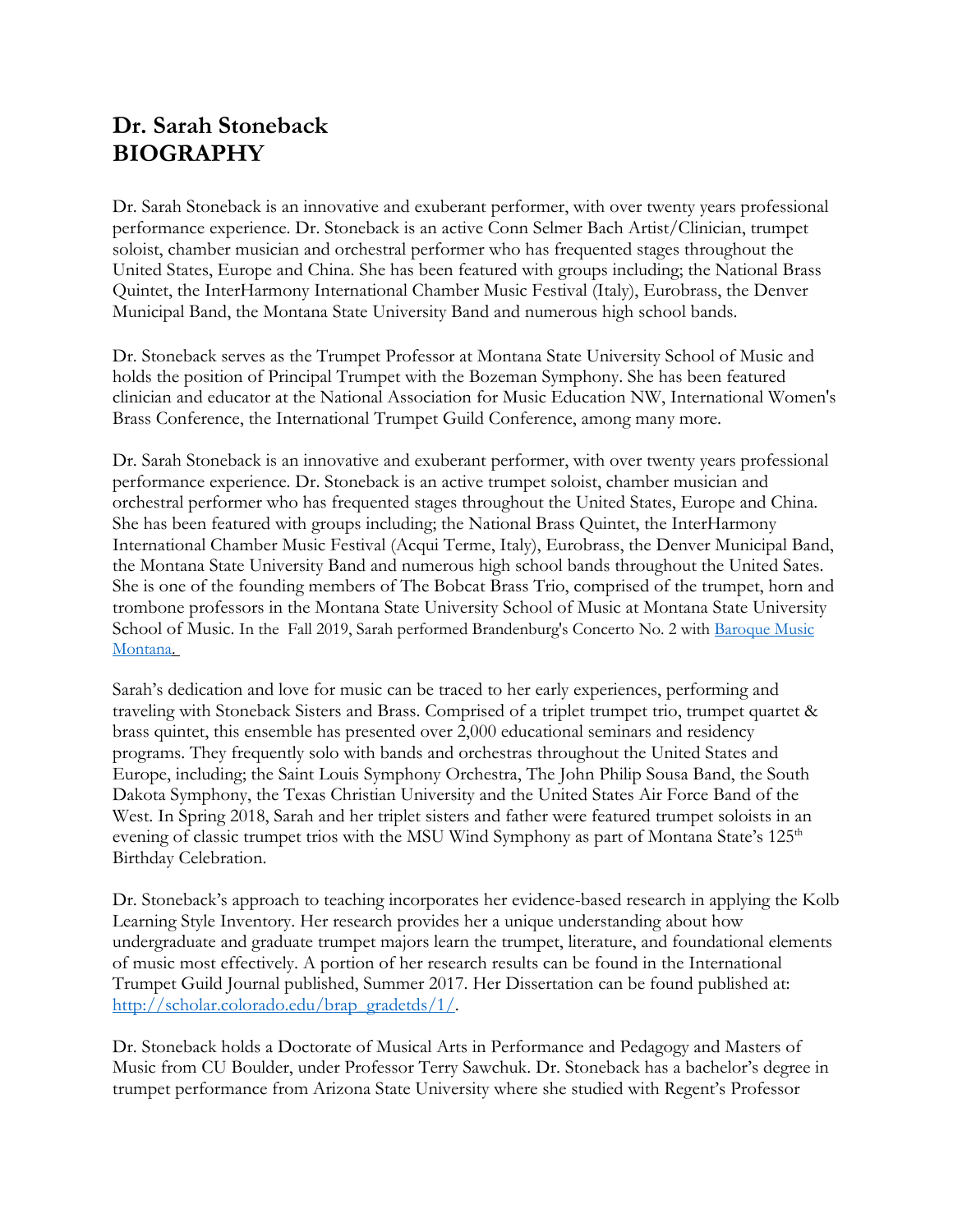# Dr. Sarah Stoneback
# BIOGRAPHY

Dr. Sarah Stoneback is an innovative and exuberant performer, with over twenty years professional performance experience. Dr. Stoneback is an active Conn Selmer Bach Artist/Clinician, trumpet soloist, chamber musician and orchestral performer who has frequented stages throughout the United States, Europe and China. She has been featured with groups including; the National Brass Quintet, the InterHarmony International Chamber Music Festival (Italy), Eurobrass, the Denver Municipal Band, the Montana State University Band and numerous high school bands.

Dr. Stoneback serves as the Trumpet Professor at Montana State University School of Music and holds the position of Principal Trumpet with the Bozeman Symphony. She has been featured clinician and educator at the National Association for Music Education NW, International Women's Brass Conference, the International Trumpet Guild Conference, among many more.

Dr. Sarah Stoneback is an innovative and exuberant performer, with over twenty years professional performance experience. Dr. Stoneback is an active trumpet soloist, chamber musician and orchestral performer who has frequented stages throughout the United States, Europe and China. She has been featured with groups including; the National Brass Quintet, the InterHarmony International Chamber Music Festival (Acqui Terme, Italy), Eurobrass, the Denver Municipal Band, the Montana State University Band and numerous high school bands throughout the United Sates. She is one of the founding members of The Bobcat Brass Trio, comprised of the trumpet, horn and trombone professors in the Montana State University School of Music at Montana State University School of Music. In the Fall 2019, Sarah performed Brandenburg's Concerto No. 2 with Baroque Music Montana.

Sarah's dedication and love for music can be traced to her early experiences, performing and traveling with Stoneback Sisters and Brass. Comprised of a triplet trumpet trio, trumpet quartet & brass quintet, this ensemble has presented over 2,000 educational seminars and residency programs. They frequently solo with bands and orchestras throughout the United States and Europe, including; the Saint Louis Symphony Orchestra, The John Philip Sousa Band, the South Dakota Symphony, the Texas Christian University and the United States Air Force Band of the West. In Spring 2018, Sarah and her triplet sisters and father were featured trumpet soloists in an evening of classic trumpet trios with the MSU Wind Symphony as part of Montana State's 125th Birthday Celebration.

Dr. Stoneback's approach to teaching incorporates her evidence-based research in applying the Kolb Learning Style Inventory. Her research provides her a unique understanding about how undergraduate and graduate trumpet majors learn the trumpet, literature, and foundational elements of music most effectively. A portion of her research results can be found in the International Trumpet Guild Journal published, Summer 2017. Her Dissertation can be found published at: http://scholar.colorado.edu/brap_gradetds/1/.

Dr. Stoneback holds a Doctorate of Musical Arts in Performance and Pedagogy and Masters of Music from CU Boulder, under Professor Terry Sawchuk. Dr. Stoneback has a bachelor's degree in trumpet performance from Arizona State University where she studied with Regent's Professor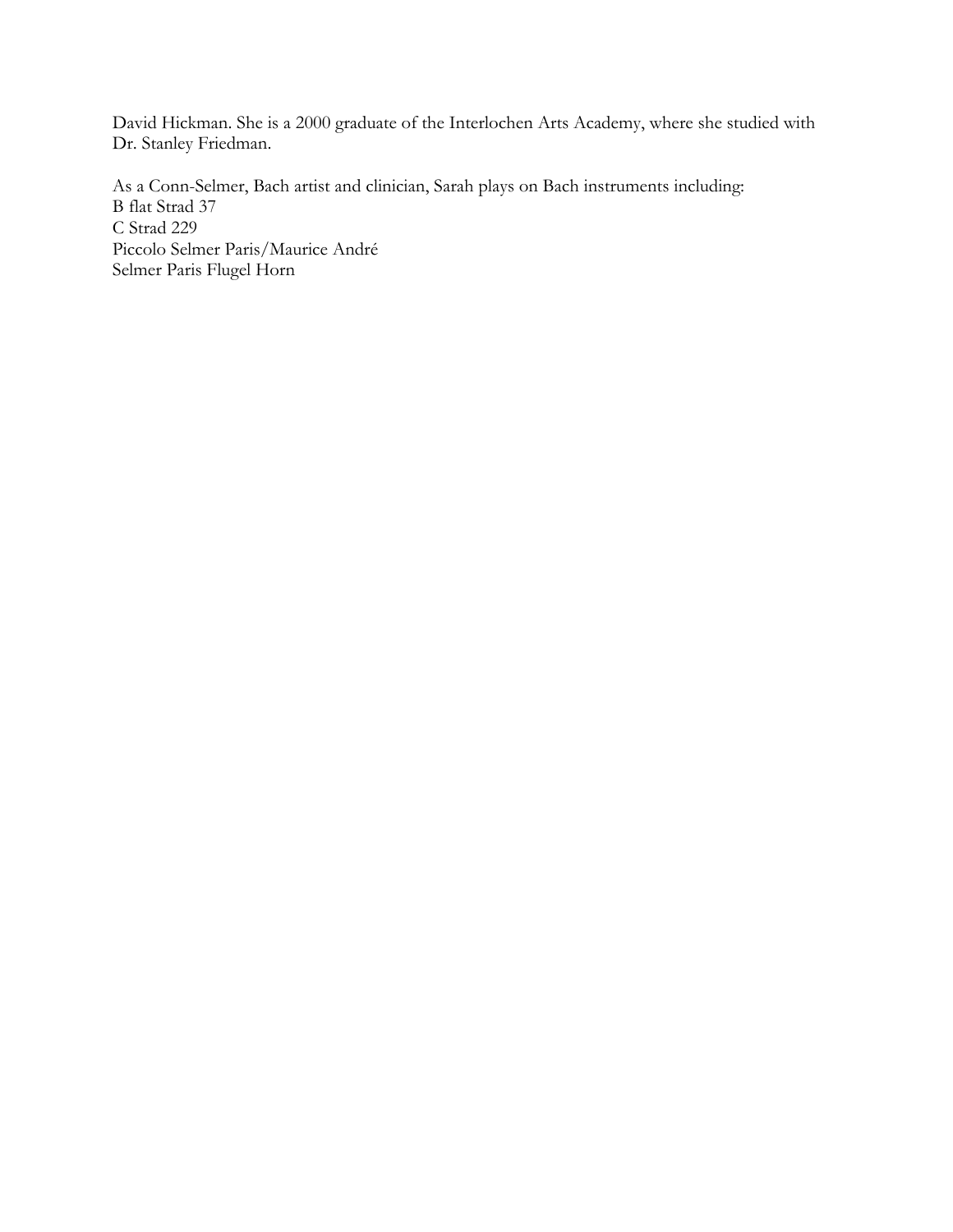David Hickman. She is a 2000 graduate of the Interlochen Arts Academy, where she studied with Dr. Stanley Friedman.

As a Conn-Selmer, Bach artist and clinician, Sarah plays on Bach instruments including:
B flat Strad 37
C Strad 229
Piccolo Selmer Paris/Maurice André
Selmer Paris Flugel Horn